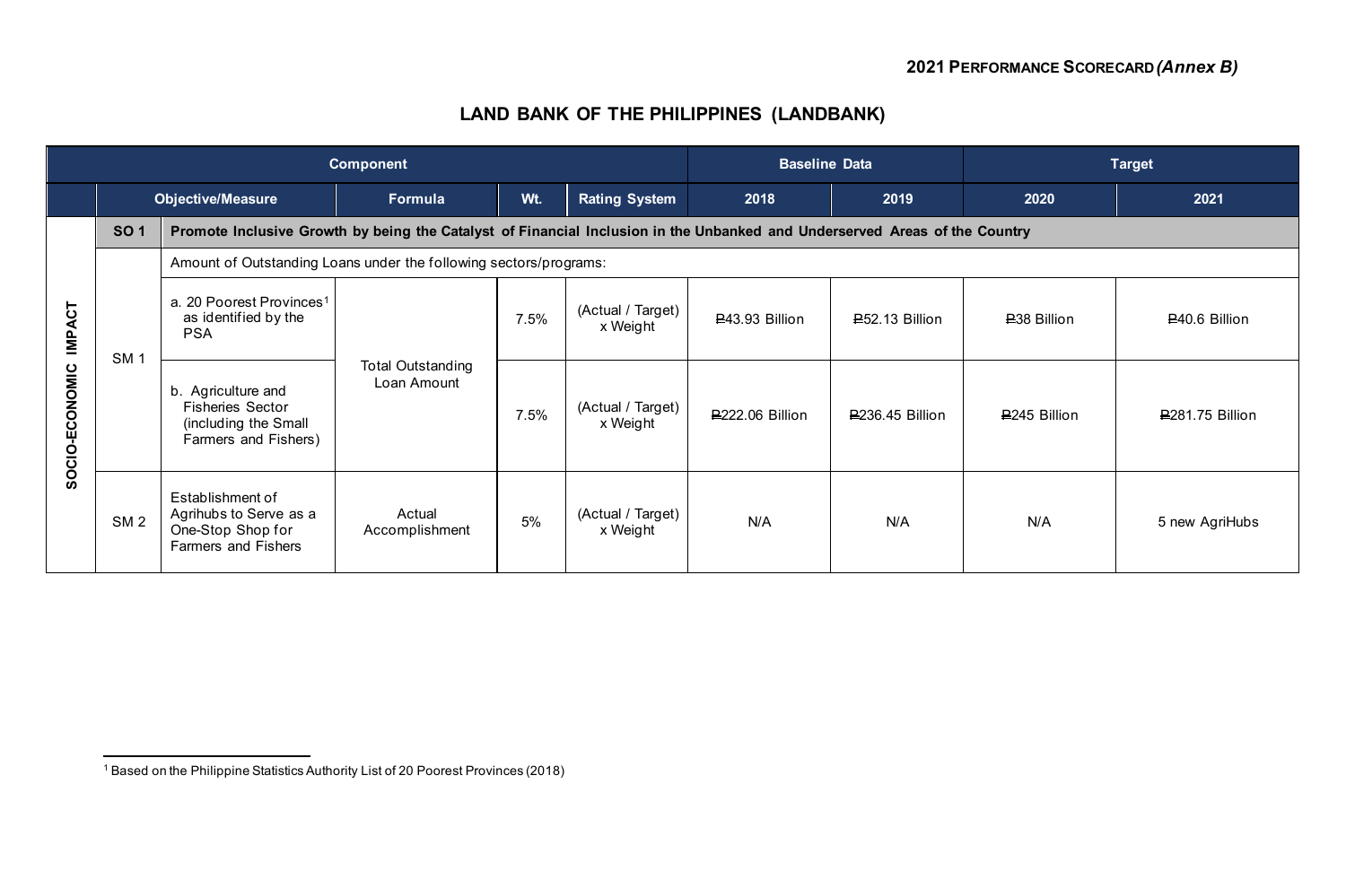**2021 PERFORMANCE SCORECARD *(Annex B)***

# LAND BANK OF THE PHILIPPINES (LANDBANK)

| Component | | | | | | Baseline Data | | Target | |
|---|---|---|---|---|---|---|---|---|---|
| | Objective/Measure | | Formula | Wt. | Rating System | 2018 | 2019 | 2020 | 2021 |
| **SOCIO-ECONOMIC IMPACT** | **SO 1** | **Promote Inclusive Growth by being the Catalyst of Financial Inclusion in the Unbanked and Underserved Areas of the Country** | | | | | | | |
| | SM 1 | Amount of Outstanding Loans under the following sectors/programs: | | | | | | | |
| | | a. 20 Poorest Provinces[1] as identified by the PSA | Total Outstanding Loan Amount | 7.5% | (Actual / Target) x Weight | ₱43.93 Billion | ₱52.13 Billion | ₱38 Billion | ₱40.6 Billion |
| | | b. Agriculture and Fisheries Sector (including the Small Farmers and Fishers) | | 7.5% | (Actual / Target) x Weight | ₱222.06 Billion | ₱236.45 Billion | ₱245 Billion | ₱281.75 Billion |
| | SM 2 | Establishment of Agrihubs to Serve as a One-Stop Shop for Farmers and Fishers | Actual Accomplishment | 5% | (Actual / Target) x Weight | N/A | N/A | N/A | 5 new AgriHubs |

[1] Based on the Philippine Statistics Authority List of 20 Poorest Provinces (2018)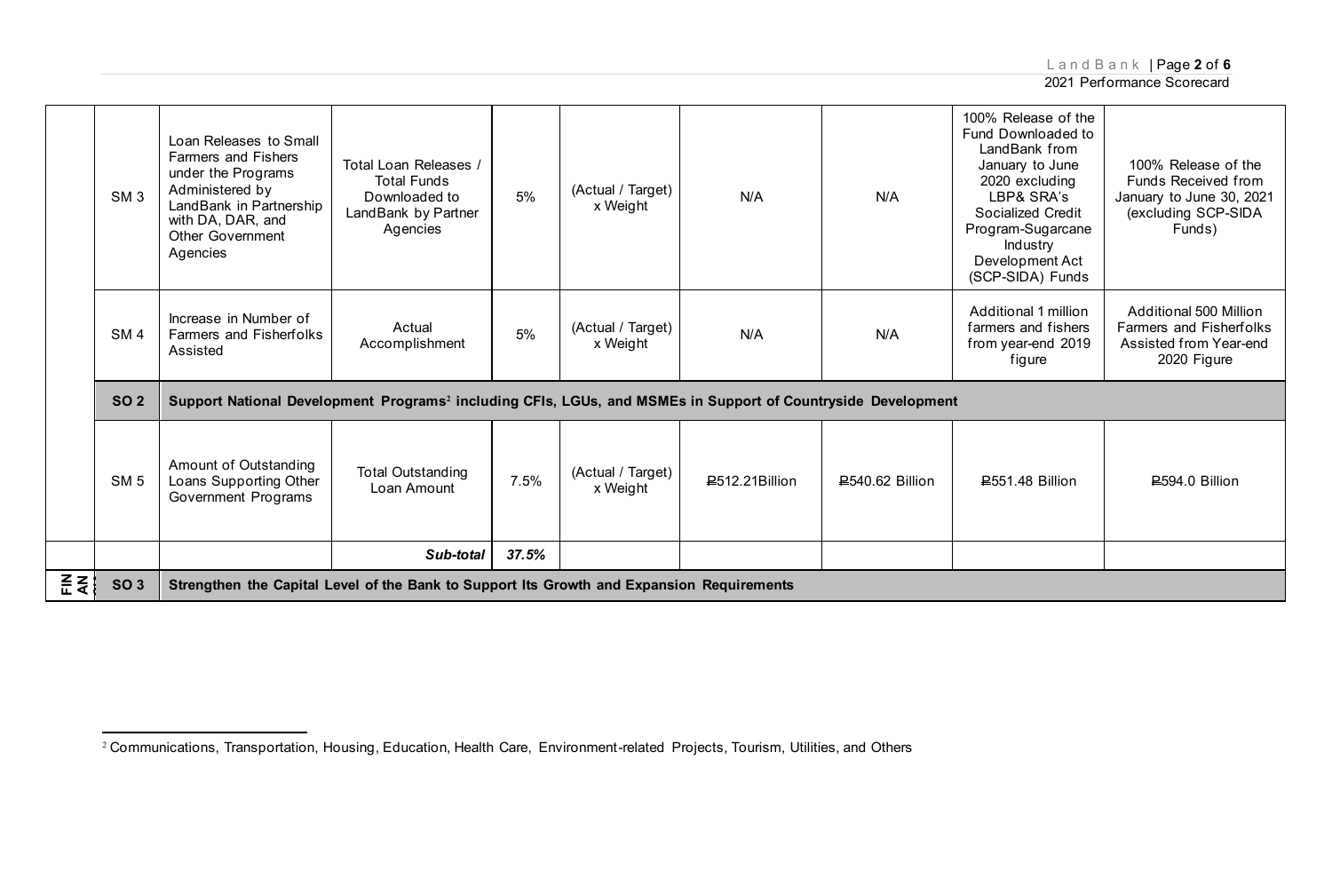| | | | | | | | | | |
|---|---|---|---|---|---|---|---|---|---|
| | SM 3 | Loan Releases to Small Farmers and Fishers under the Programs Administered by LandBank in Partnership with DA, DAR, and Other Government Agencies | Total Loan Releases / Total Funds Downloaded to LandBank by Partner Agencies | 5% | (Actual / Target) x Weight | N/A | N/A | 100% Release of the Fund Downloaded to LandBank from January to June 2020 excluding LBP& SRA's Socialized Credit Program-Sugarcane Industry Development Act (SCP-SIDA) Funds | 100% Release of the Funds Received from January to June 30, 2021 (excluding SCP-SIDA Funds) |
| | SM 4 | Increase in Number of Farmers and Fisherfolks Assisted | Actual Accomplishment | 5% | (Actual / Target) x Weight | N/A | N/A | Additional 1 million farmers and fishers from year-end 2019 figure | Additional 500 Million Farmers and Fisherfolks Assisted from Year-end 2020 Figure |
| | **SO 2** | **Support National Development Programs[2] including CFIs, LGUs, and MSMEs in Support of Countryside Development** | | | | | | | |
| | SM 5 | Amount of Outstanding Loans Supporting Other Government Programs | Total Outstanding Loan Amount | 7.5% | (Actual / Target) x Weight | ₱512.21Billion | ₱540.62 Billion | ₱551.48 Billion | ₱594.0 Billion |
| | | | ***Sub-total*** | ***37.5%*** | | | | | |
| **FIN AN** | **SO 3** | **Strengthen the Capital Level of the Bank to Support Its Growth and Expansion Requirements** | | | | | | | |

[2] Communications, Transportation, Housing, Education, Health Care, Environment-related Projects, Tourism, Utilities, and Others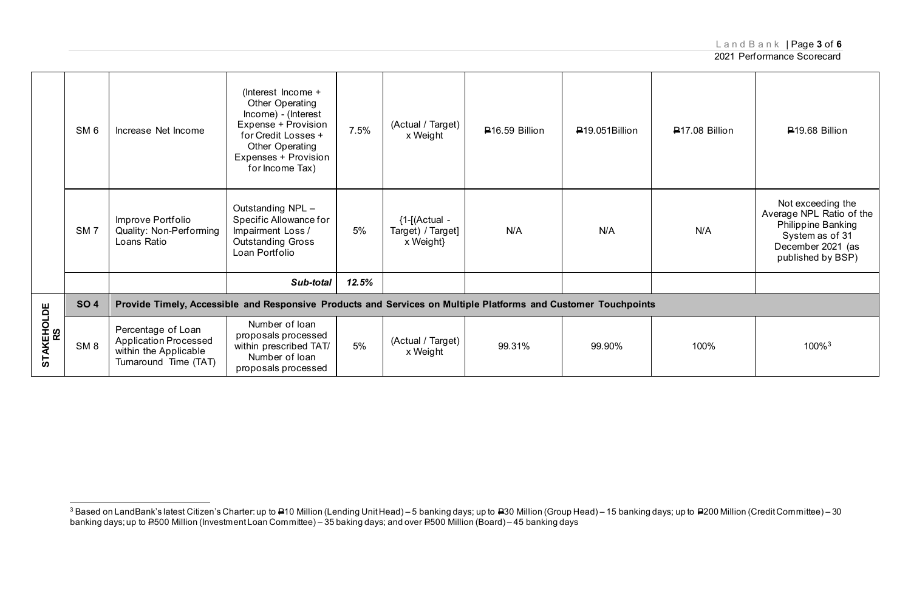| | | | | | | | | | |
|---|---|---|---|---|---|---|---|---|---|
| | SM 6 | Increase Net Income | (Interest Income + Other Operating Income) - (Interest Expense + Provision for Credit Losses + Other Operating Expenses + Provision for Income Tax) | 7.5% | (Actual / Target) x Weight | ₱16.59 Billion | ₱19.051Billion | ₱17.08 Billion | ₱19.68 Billion |
| | SM 7 | Improve Portfolio Quality: Non-Performing Loans Ratio | Outstanding NPL – Specific Allowance for Impairment Loss / Outstanding Gross Loan Portfolio | 5% | {1-[(Actual - Target) / Target] x Weight} | N/A | N/A | N/A | Not exceeding the Average NPL Ratio of the Philippine Banking System as of 31 December 2021 (as published by BSP) |
| | | | ***Sub-total*** | ***12.5%*** | | | | | |
| **STAKEHOLDERS** | **SO 4** | **Provide Timely, Accessible and Responsive Products and Services on Multiple Platforms and Customer Touchpoints** | | | | | | | |
| | SM 8 | Percentage of Loan Application Processed within the Applicable Turnaround Time (TAT) | Number of loan proposals processed within prescribed TAT/ Number of loan proposals processed | 5% | (Actual / Target) x Weight | 99.31% | 99.90% | 100% | 100%[3] |

[3] Based on LandBank's latest Citizen's Charter: up to ₱10 Million (Lending Unit Head) – 5 banking days; up to ₱30 Million (Group Head) – 15 banking days; up to ₱200 Million (Credit Committee) – 30 banking days; up to ₱500 Million (Investment Loan Committee) – 35 baking days; and over ₱500 Million (Board) – 45 banking days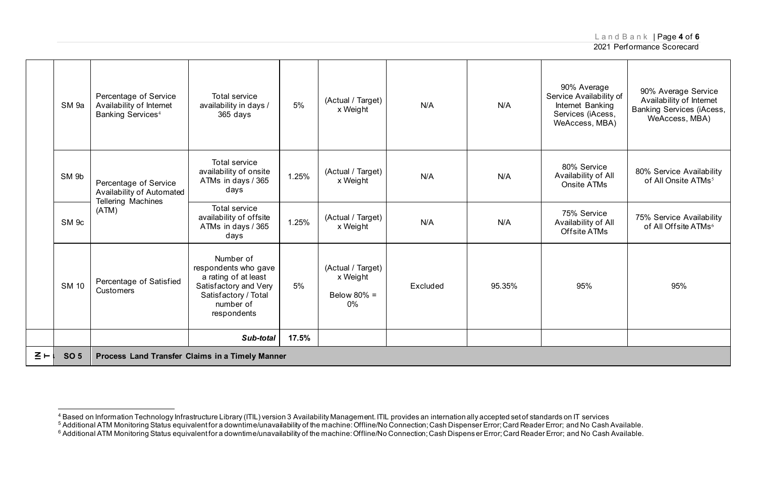| | | | | | | | | | |
|---|---|---|---|---|---|---|---|---|---|
| | SM 9a | Percentage of Service Availability of Internet Banking Services[4] | Total service availability in days / 365 days | 5% | (Actual / Target) x Weight | N/A | N/A | 90% Average Service Availability of Internet Banking Services (iAcess, WeAccess, MBA) | 90% Average Service Availability of Internet Banking Services (iAcess, WeAccess, MBA) |
| | SM 9b | Percentage of Service Availability of Automated Tellering Machines (ATM) | Total service availability of onsite ATMs in days / 365 days | 1.25% | (Actual / Target) x Weight | N/A | N/A | 80% Service Availability of All Onsite ATMs | 80% Service Availability of All Onsite ATMs[5] |
| | SM 9c | | Total service availability of offsite ATMs in days / 365 days | 1.25% | (Actual / Target) x Weight | N/A | N/A | 75% Service Availability of All Offsite ATMs | 75% Service Availability of All Offsite ATMs[6] |
| | SM 10 | Percentage of Satisfied Customers | Number of respondents who gave a rating of at least Satisfactory and Very Satisfactory / Total number of respondents | 5% | (Actual / Target) x Weight<br>Below 80% = 0% | Excluded | 95.35% | 95% | 95% |
| | | | ***Sub-total*** | **17.5%** | | | | | |
| | **SO 5** | **Process Land Transfer Claims in a Timely Manner** | | | | | | | |

[4] Based on Information Technology Infrastructure Library (ITIL) version 3 Availability Management. ITIL provides an internationally accepted set of standards on IT services

[5] Additional ATM Monitoring Status equivalent for a downtime/unavailability of the machine: Offline/No Connection; Cash Dispenser Error; Card Reader Error; and No Cash Available.

[6] Additional ATM Monitoring Status equivalent for a downtime/unavailability of the machine: Offline/No Connection; Cash Dispenser Error; Card Reader Error; and No Cash Available.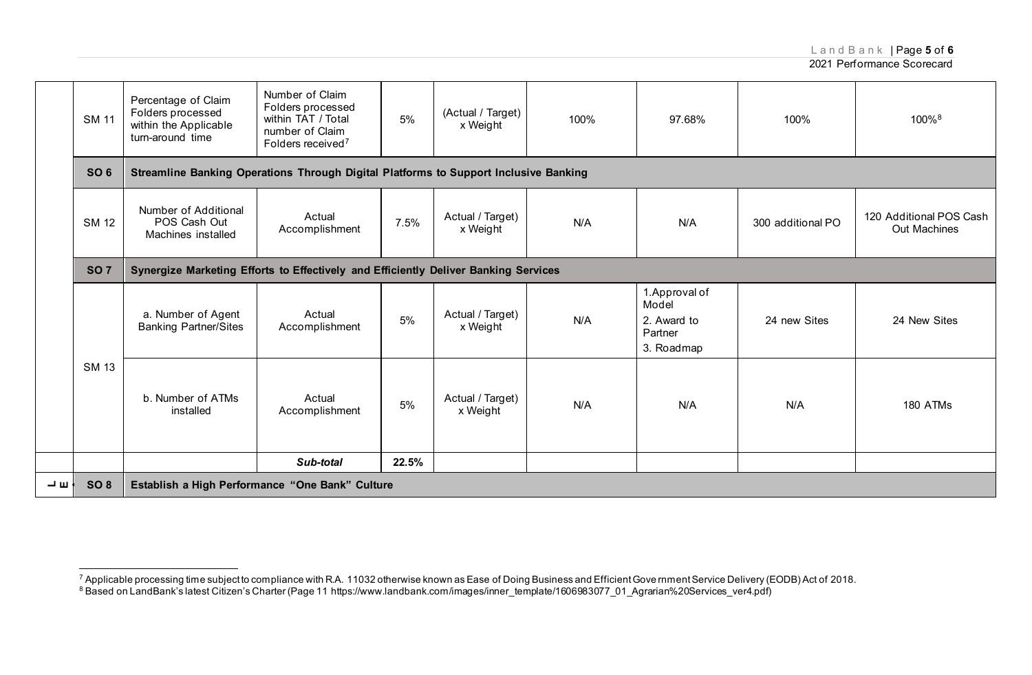| | | | | | | | | | |
|---|---|---|---|---|---|---|---|---|---|
| | SM 11 | Percentage of Claim Folders processed within the Applicable turn-around time | Number of Claim Folders processed within TAT / Total number of Claim Folders received[7] | 5% | (Actual / Target) x Weight | 100% | 97.68% | 100% | 100%[8] |
| | **SO 6** | **Streamline Banking Operations Through Digital Platforms to Support Inclusive Banking** | | | | | | | |
| | SM 12 | Number of Additional POS Cash Out Machines installed | Actual Accomplishment | 7.5% | Actual / Target) x Weight | N/A | N/A | 300 additional PO | 120 Additional POS Cash Out Machines |
| | **SO 7** | **Synergize Marketing Efforts to Effectively and Efficiently Deliver Banking Services** | | | | | | | |
| | SM 13 | a. Number of Agent Banking Partner/Sites | Actual Accomplishment | 5% | Actual / Target) x Weight | N/A | 1. Approval of Model<br>2. Award to Partner<br>3. Roadmap | 24 new Sites | 24 New Sites |
| | | b. Number of ATMs installed | Actual Accomplishment | 5% | Actual / Target) x Weight | N/A | N/A | N/A | 180 ATMs |
| | | | *Sub-total* | **22.5%** | | | | | |
| LE | **SO 8** | **Establish a High Performance "One Bank" Culture** | | | | | | | |

[7] Applicable processing time subject to compliance with R.A. 11032 otherwise known as Ease of Doing Business and Efficient Government Service Delivery (EODB) Act of 2018.

[8] Based on LandBank's latest Citizen's Charter (Page 11 https://www.landbank.com/images/inner_template/1606983077_01_Agrarian%20Services_ver4.pdf)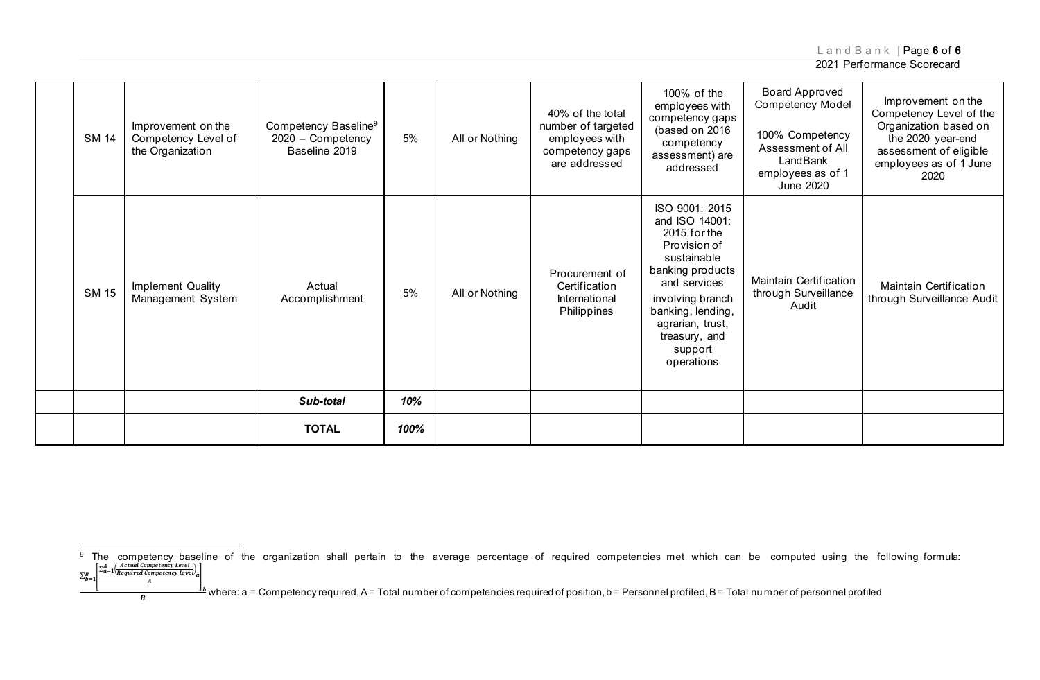| | | | | | | | | |
|---|---|---|---|---|---|---|---|---|
| | SM 14 | Improvement on the Competency Level of the Organization | Competency Baseline[9] 2020 – Competency Baseline 2019 | 5% | All or Nothing | 40% of the total number of targeted employees with competency gaps are addressed | 100% of the employees with competency gaps (based on 2016 competency assessment) are addressed | Board Approved Competency Model<br><br>100% Competency Assessment of All LandBank employees as of 1 June 2020 | Improvement on the Competency Level of the Organization based on the 2020 year-end assessment of eligible employees as of 1 June 2020 |
| | SM 15 | Implement Quality Management System | Actual Accomplishment | 5% | All or Nothing | Procurement of Certification International Philippines | ISO 9001: 2015 and ISO 14001: 2015 for the Provision of sustainable banking products and services involving branch banking, lending, agrarian, trust, treasury, and support operations | Maintain Certification through Surveillance Audit | Maintain Certification through Surveillance Audit |
| | | | ***Sub-total*** | ***10%*** | | | | | |
| | | | **TOTAL** | ***100%*** | | | | | |

[9] The competency baseline of the organization shall pertain to the average percentage of required competencies met which can be computed using the following formula: $\frac{\sum_{b=1}^{B}\left[\frac{\sum_{a=1}^{A}\left(\frac{Actual\ Competency\ Level}{Required\ Competency\ Level}\right)_a}{A}\right]_b}{B}$ where: a = Competency required, A = Total number of competencies required of position, b = Personnel profiled, B = Total number of personnel profiled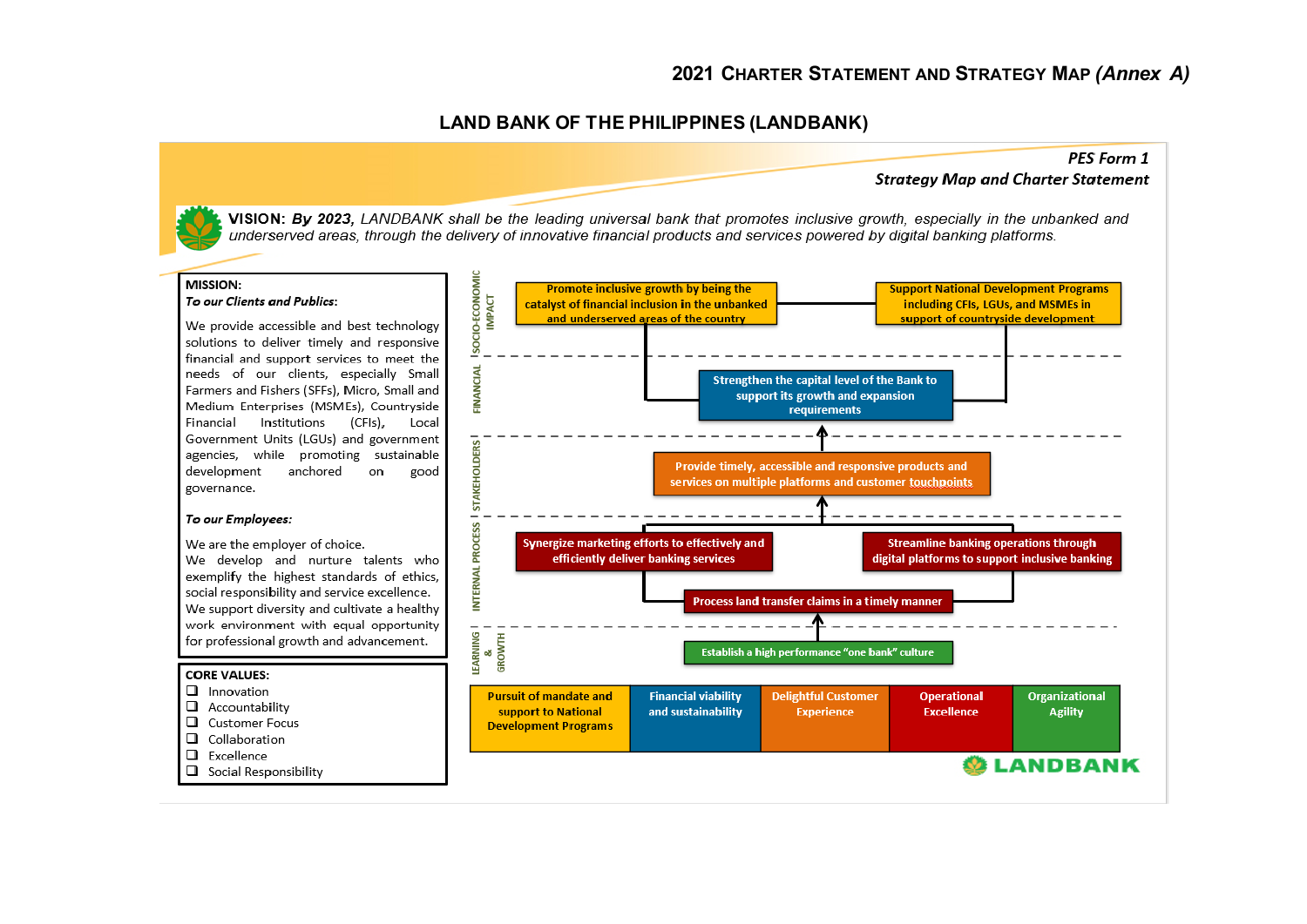# 2021 CHARTER STATEMENT AND STRATEGY MAP *(Annex A)*

## LAND BANK OF THE PHILIPPINES (LANDBANK)

***PES Form 1***
***Strategy Map and Charter Statement***

**VISION:** ***By 2023,*** *LANDBANK shall be the leading universal bank that promotes inclusive growth, especially in the unbanked and underserved areas, through the delivery of innovative financial products and services powered by digital banking platforms.*

**MISSION:**
***To our Clients and Publics:***

We provide accessible and best technology solutions to deliver timely and responsive financial and support services to meet the needs of our clients, especially Small Farmers and Fishers (SFFs), Micro, Small and Medium Enterprises (MSMEs), Countryside Financial Institutions (CFIs), Local Government Units (LGUs) and government agencies, while promoting sustainable development anchored on good governance.

***To our Employees:***

We are the employer of choice.
We develop and nurture talents who exemplify the highest standards of ethics, social responsibility and service excellence.
We support diversity and cultivate a healthy work environment with equal opportunity for professional growth and advancement.

**CORE VALUES:**
- Innovation
- Accountability
- Customer Focus
- Collaboration
- Excellence
- Social Responsibility

SOCIO-ECONOMIC IMPACT
- Promote inclusive growth by being the catalyst of financial inclusion in the unbanked and underserved areas of the country
- Support National Development Programs including CFIs, LGUs, and MSMEs in support of countryside development

FINANCIAL
- Strengthen the capital level of the Bank to support its growth and expansion requirements

STAKEHOLDERS
- Provide timely, accessible and responsive products and services on multiple platforms and customer touchpoints

INTERNAL PROCESS
- Synergize marketing efforts to effectively and efficiently deliver banking services
- Streamline banking operations through digital platforms to support inclusive banking
- Process land transfer claims in a timely manner

LEARNING & GROWTH
- Establish a high performance "one bank" culture

Pursuit of mandate and support to National Development Programs | Financial viability and sustainability | Delightful Customer Experience | Operational Excellence | Organizational Agility

LANDBANK